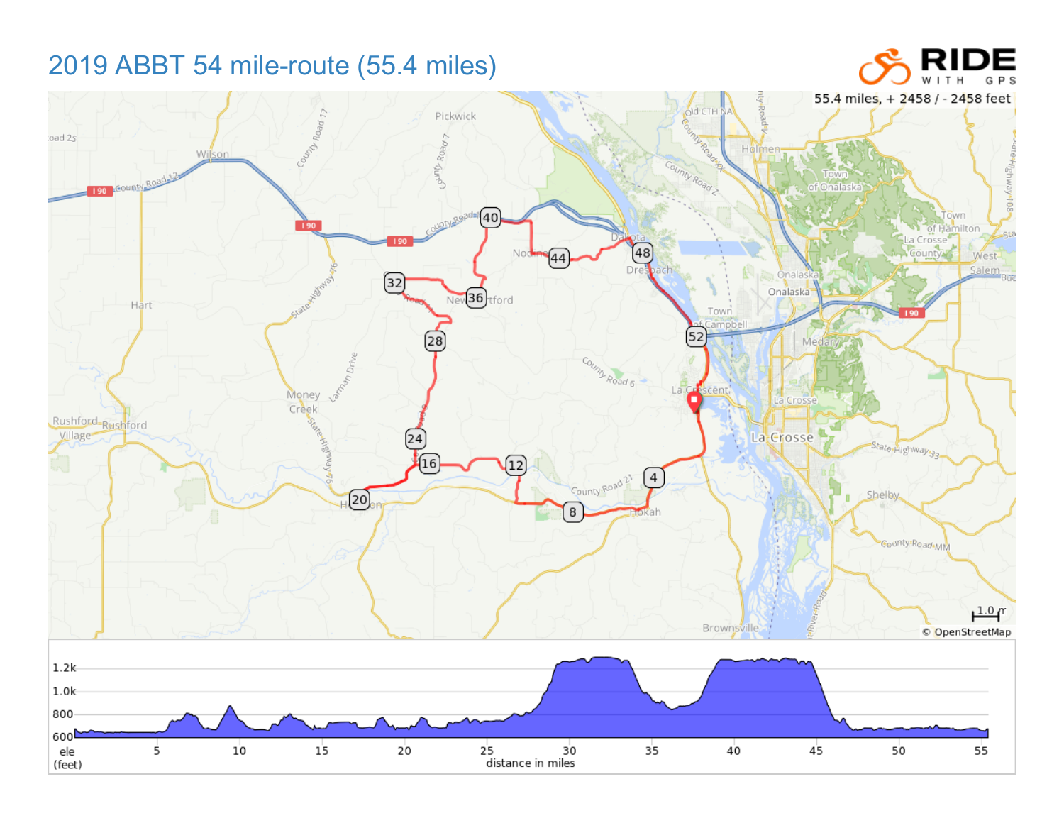# 2019 ABBT 54 mile-route (55.4 miles)

55.4 miles, + 2458 / - 2458 feet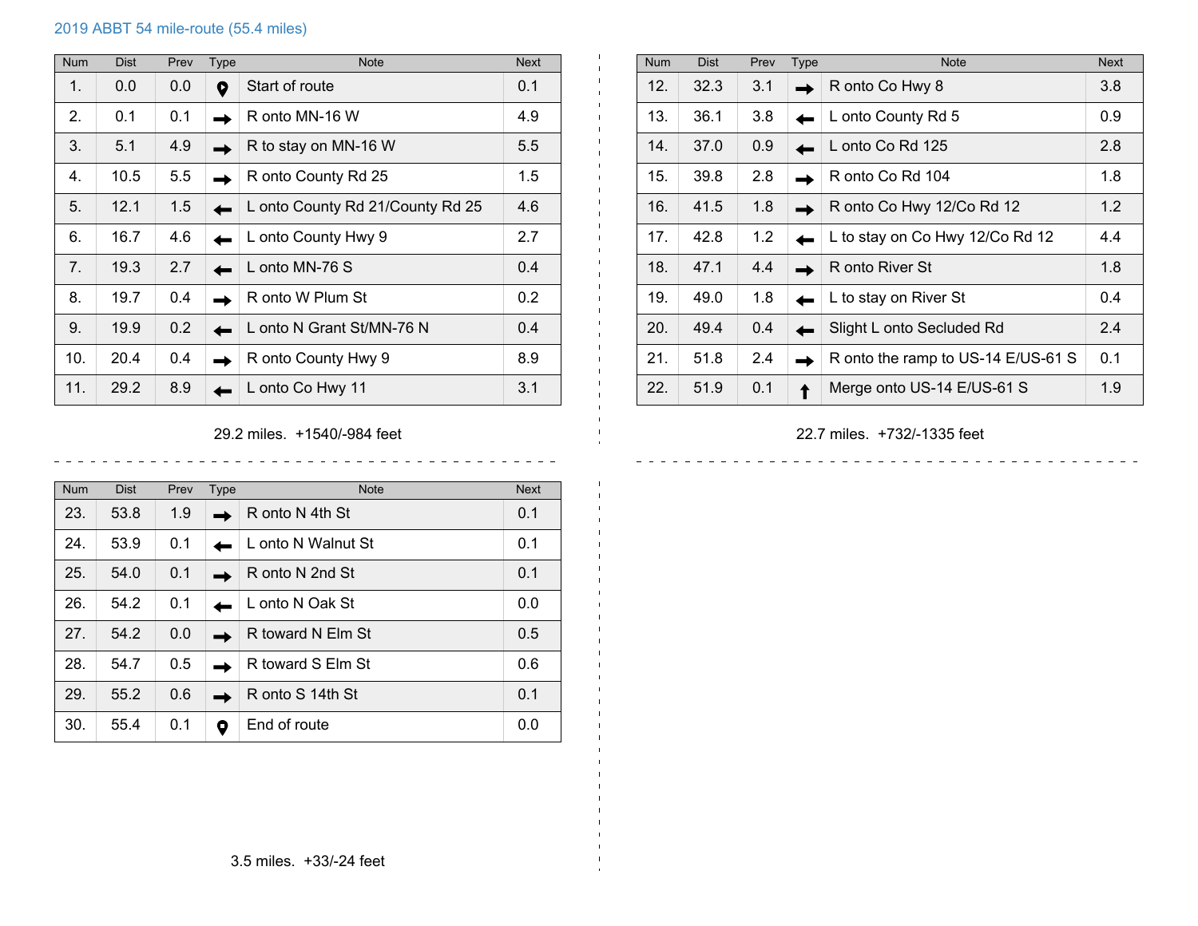2019 ABBT 54 mile-route (55.4 miles)

| Num | Dist | Prev | Type | Note | Next |
|---|---|---|---|---|---|
| 1. | 0.0 | 0.0 | | Start of route | 0.1 |
| 2. | 0.1 | 0.1 | → | R onto MN-16 W | 4.9 |
| 3. | 5.1 | 4.9 | → | R to stay on MN-16 W | 5.5 |
| 4. | 10.5 | 5.5 | → | R onto County Rd 25 | 1.5 |
| 5. | 12.1 | 1.5 | ← | L onto County Rd 21/County Rd 25 | 4.6 |
| 6. | 16.7 | 4.6 | ← | L onto County Hwy 9 | 2.7 |
| 7. | 19.3 | 2.7 | ← | L onto MN-76 S | 0.4 |
| 8. | 19.7 | 0.4 | → | R onto W Plum St | 0.2 |
| 9. | 19.9 | 0.2 | ← | L onto N Grant St/MN-76 N | 0.4 |
| 10. | 20.4 | 0.4 | → | R onto County Hwy 9 | 8.9 |
| 11. | 29.2 | 8.9 | ← | L onto Co Hwy 11 | 3.1 |

29.2 miles. +1540/-984 feet

| Num | Dist | Prev | Type | Note | Next |
|---|---|---|---|---|---|
| 12. | 32.3 | 3.1 | → | R onto Co Hwy 8 | 3.8 |
| 13. | 36.1 | 3.8 | ← | L onto County Rd 5 | 0.9 |
| 14. | 37.0 | 0.9 | ← | L onto Co Rd 125 | 2.8 |
| 15. | 39.8 | 2.8 | → | R onto Co Rd 104 | 1.8 |
| 16. | 41.5 | 1.8 | → | R onto Co Hwy 12/Co Rd 12 | 1.2 |
| 17. | 42.8 | 1.2 | ← | L to stay on Co Hwy 12/Co Rd 12 | 4.4 |
| 18. | 47.1 | 4.4 | → | R onto River St | 1.8 |
| 19. | 49.0 | 1.8 | ← | L to stay on River St | 0.4 |
| 20. | 49.4 | 0.4 | ← | Slight L onto Secluded Rd | 2.4 |
| 21. | 51.8 | 2.4 | → | R onto the ramp to US-14 E/US-61 S | 0.1 |
| 22. | 51.9 | 0.1 | ↑ | Merge onto US-14 E/US-61 S | 1.9 |

22.7 miles. +732/-1335 feet

| Num | Dist | Prev | Type | Note | Next |
|---|---|---|---|---|---|
| 23. | 53.8 | 1.9 | → | R onto N 4th St | 0.1 |
| 24. | 53.9 | 0.1 | ← | L onto N Walnut St | 0.1 |
| 25. | 54.0 | 0.1 | → | R onto N 2nd St | 0.1 |
| 26. | 54.2 | 0.1 | ← | L onto N Oak St | 0.0 |
| 27. | 54.2 | 0.0 | → | R toward N Elm St | 0.5 |
| 28. | 54.7 | 0.5 | → | R toward S Elm St | 0.6 |
| 29. | 55.2 | 0.6 | → | R onto S 14th St | 0.1 |
| 30. | 55.4 | 0.1 | | End of route | 0.0 |

3.5 miles. +33/-24 feet